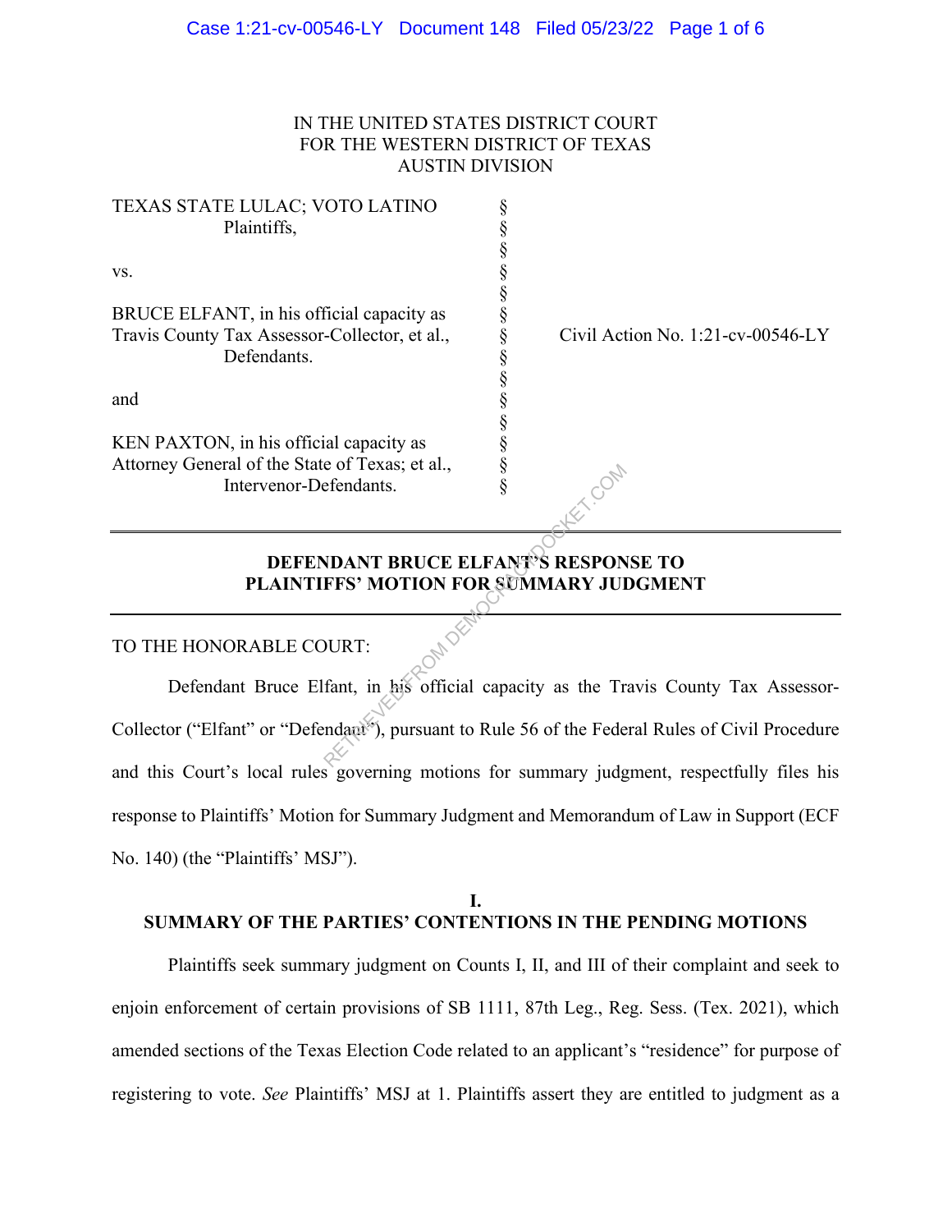IN THE UNITED STATES DISTRICT COURT
FOR THE WESTERN DISTRICT OF TEXAS
AUSTIN DIVISION

| | | |
|---|---|---|
| TEXAS STATE LULAC; VOTO LATINO<br>Plaintiffs,<br><br>vs.<br><br>BRUCE ELFANT, in his official capacity as Travis County Tax Assessor-Collector, et al.,<br>Defendants.<br><br>and<br><br>KEN PAXTON, in his official capacity as Attorney General of the State of Texas; et al.,<br>Intervenor-Defendants. | §<br>§<br>§<br>§<br>§<br>§<br>§<br>§<br>§<br>§<br>§<br>§<br>§<br>§ | Civil Action No. 1:21-cv-00546-LY |

---

**DEFENDANT BRUCE ELFANT'S RESPONSE TO PLAINTIFFS' MOTION FOR SUMMARY JUDGMENT**

---

TO THE HONORABLE COURT:

Defendant Bruce Elfant, in his official capacity as the Travis County Tax Assessor-Collector ("Elfant" or "Defendant"), pursuant to Rule 56 of the Federal Rules of Civil Procedure and this Court's local rules governing motions for summary judgment, respectfully files his response to Plaintiffs' Motion for Summary Judgment and Memorandum of Law in Support (ECF No. 140) (the "Plaintiffs' MSJ").

## I.
## SUMMARY OF THE PARTIES' CONTENTIONS IN THE PENDING MOTIONS

Plaintiffs seek summary judgment on Counts I, II, and III of their complaint and seek to enjoin enforcement of certain provisions of SB 1111, 87th Leg., Reg. Sess. (Tex. 2021), which amended sections of the Texas Election Code related to an applicant's "residence" for purpose of registering to vote. *See* Plaintiffs' MSJ at 1. Plaintiffs assert they are entitled to judgment as a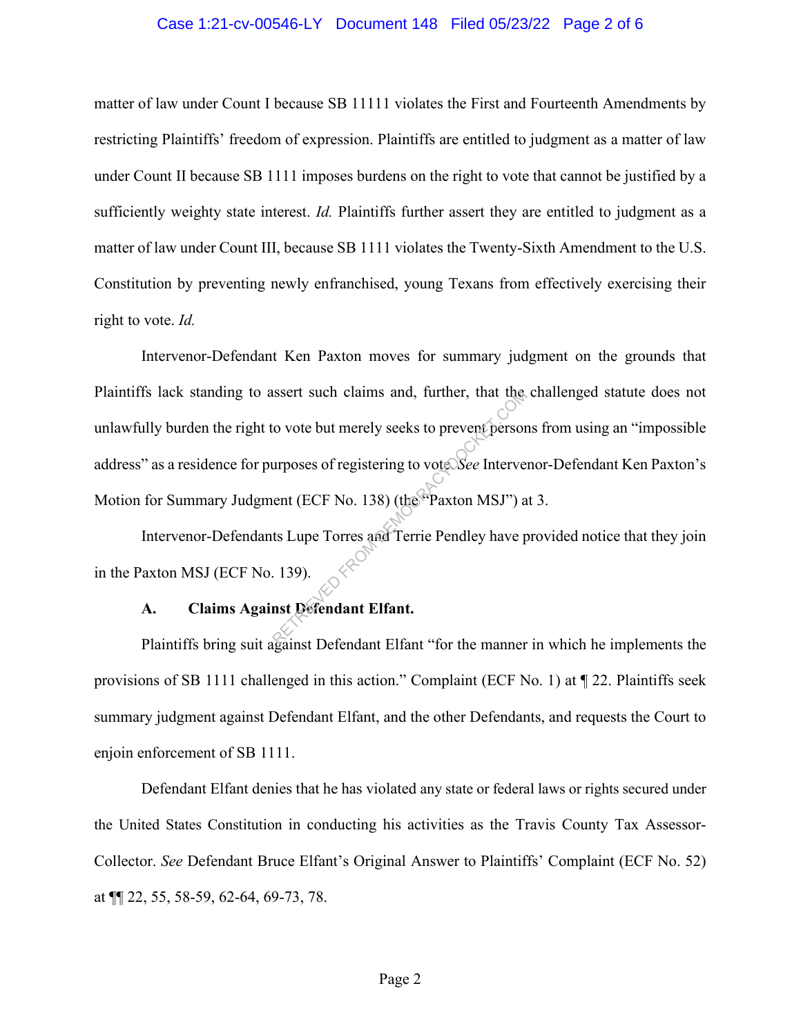matter of law under Count I because SB 11111 violates the First and Fourteenth Amendments by restricting Plaintiffs' freedom of expression. Plaintiffs are entitled to judgment as a matter of law under Count II because SB 1111 imposes burdens on the right to vote that cannot be justified by a sufficiently weighty state interest. *Id.* Plaintiffs further assert they are entitled to judgment as a matter of law under Count III, because SB 1111 violates the Twenty-Sixth Amendment to the U.S. Constitution by preventing newly enfranchised, young Texans from effectively exercising their right to vote. *Id.*

Intervenor-Defendant Ken Paxton moves for summary judgment on the grounds that Plaintiffs lack standing to assert such claims and, further, that the challenged statute does not unlawfully burden the right to vote but merely seeks to prevent persons from using an "impossible address" as a residence for purposes of registering to vote. *See* Intervenor-Defendant Ken Paxton's Motion for Summary Judgment (ECF No. 138) (the "Paxton MSJ") at 3.

Intervenor-Defendants Lupe Torres and Terrie Pendley have provided notice that they join in the Paxton MSJ (ECF No. 139).

**A. Claims Against Defendant Elfant.**

Plaintiffs bring suit against Defendant Elfant "for the manner in which he implements the provisions of SB 1111 challenged in this action." Complaint (ECF No. 1) at ¶ 22. Plaintiffs seek summary judgment against Defendant Elfant, and the other Defendants, and requests the Court to enjoin enforcement of SB 1111.

Defendant Elfant denies that he has violated any state or federal laws or rights secured under the United States Constitution in conducting his activities as the Travis County Tax Assessor-Collector. *See* Defendant Bruce Elfant's Original Answer to Plaintiffs' Complaint (ECF No. 52) at ¶¶ 22, 55, 58-59, 62-64, 69-73, 78.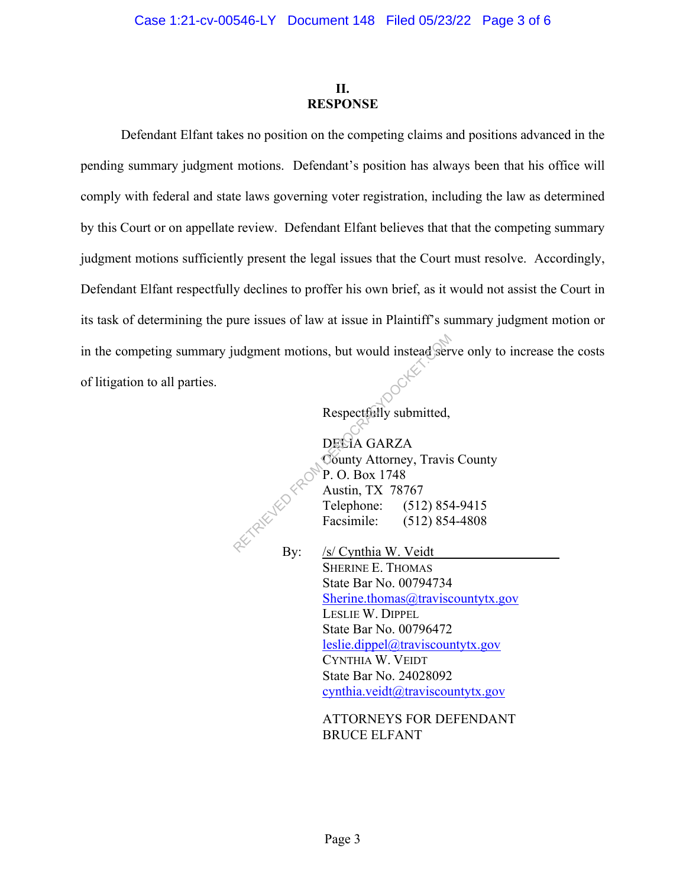## II. RESPONSE

Defendant Elfant takes no position on the competing claims and positions advanced in the pending summary judgment motions. Defendant's position has always been that his office will comply with federal and state laws governing voter registration, including the law as determined by this Court or on appellate review. Defendant Elfant believes that that the competing summary judgment motions sufficiently present the legal issues that the Court must resolve. Accordingly, Defendant Elfant respectfully declines to proffer his own brief, as it would not assist the Court in its task of determining the pure issues of law at issue in Plaintiff's summary judgment motion or in the competing summary judgment motions, but would instead serve only to increase the costs of litigation to all parties.

Respectfully submitted,

DELIA GARZA
County Attorney, Travis County
P. O. Box 1748
Austin, TX 78767
Telephone: (512) 854-9415
Facsimile: (512) 854-4808

By: /s/ Cynthia W. Veidt
SHERINE E. THOMAS
State Bar No. 00794734
Sherine.thomas@traviscountytx.gov
LESLIE W. DIPPEL
State Bar No. 00796472
leslie.dippel@traviscountytx.gov
CYNTHIA W. VEIDT
State Bar No. 24028092
cynthia.veidt@traviscountytx.gov

ATTORNEYS FOR DEFENDANT BRUCE ELFANT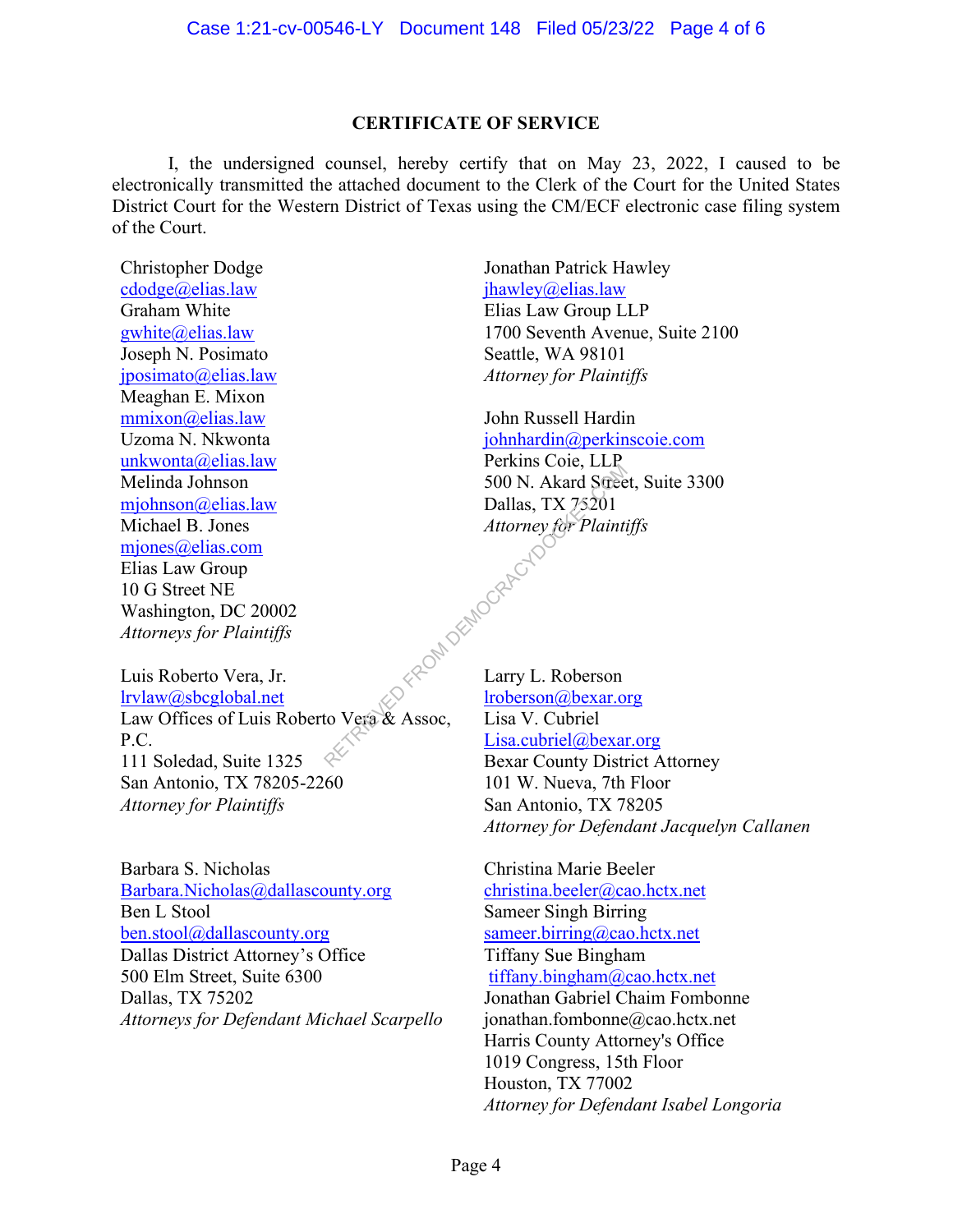## CERTIFICATE OF SERVICE

I, the undersigned counsel, hereby certify that on May 23, 2022, I caused to be electronically transmitted the attached document to the Clerk of the Court for the United States District Court for the Western District of Texas using the CM/ECF electronic case filing system of the Court.

Christopher Dodge
cdodge@elias.law
Graham White
gwhite@elias.law
Joseph N. Posimato
jposimato@elias.law
Meaghan E. Mixon
mmixon@elias.law
Uzoma N. Nkwonta
unkwonta@elias.law
Melinda Johnson
mjohnson@elias.law
Michael B. Jones
mjones@elias.com
Elias Law Group
10 G Street NE
Washington, DC 20002
*Attorneys for Plaintiffs*

Jonathan Patrick Hawley
jhawley@elias.law
Elias Law Group LLP
1700 Seventh Avenue, Suite 2100
Seattle, WA 98101
*Attorney for Plaintiffs*

John Russell Hardin
johnhardin@perkinscoie.com
Perkins Coie, LLP
500 N. Akard Street, Suite 3300
Dallas, TX 75201
*Attorney for Plaintiffs*

Luis Roberto Vera, Jr.
lrvlaw@sbcglobal.net
Law Offices of Luis Roberto Vera & Assoc, P.C.
111 Soledad, Suite 1325
San Antonio, TX 78205-2260
*Attorney for Plaintiffs*

Larry L. Roberson
lroberson@bexar.org
Lisa V. Cubriel
Lisa.cubriel@bexar.org
Bexar County District Attorney
101 W. Nueva, 7th Floor
San Antonio, TX 78205
*Attorney for Defendant Jacquelyn Callanen*

Barbara S. Nicholas
Barbara.Nicholas@dallascounty.org
Ben L Stool
ben.stool@dallascounty.org
Dallas District Attorney's Office
500 Elm Street, Suite 6300
Dallas, TX 75202
*Attorneys for Defendant Michael Scarpello*

Christina Marie Beeler
christina.beeler@cao.hctx.net
Sameer Singh Birring
sameer.birring@cao.hctx.net
Tiffany Sue Bingham
tiffany.bingham@cao.hctx.net
Jonathan Gabriel Chaim Fombonne
jonathan.fombonne@cao.hctx.net
Harris County Attorney's Office
1019 Congress, 15th Floor
Houston, TX 77002
*Attorney for Defendant Isabel Longoria*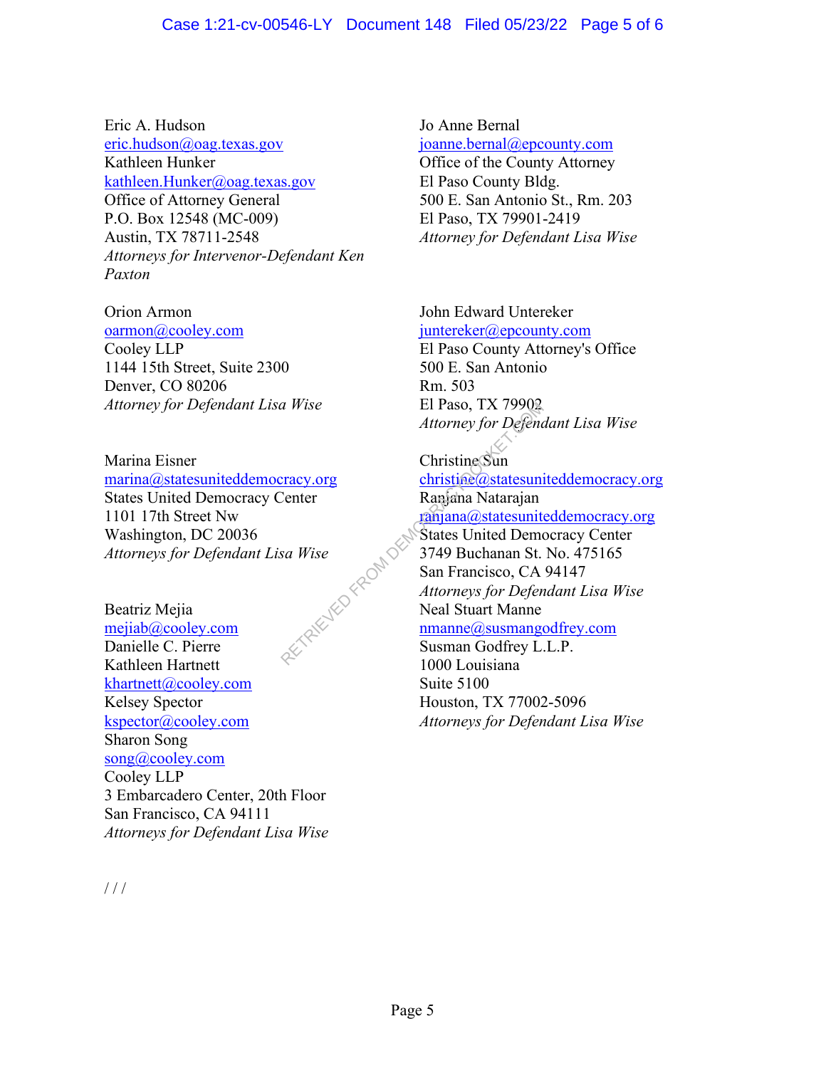Eric A. Hudson
eric.hudson@oag.texas.gov
Kathleen Hunker
kathleen.Hunker@oag.texas.gov
Office of Attorney General
P.O. Box 12548 (MC-009)
Austin, TX 78711-2548
*Attorneys for Intervenor-Defendant Ken Paxton*

Orion Armon
oarmon@cooley.com
Cooley LLP
1144 15th Street, Suite 2300
Denver, CO 80206
*Attorney for Defendant Lisa Wise*

Marina Eisner
marina@statesuniteddemocracy.org
States United Democracy Center
1101 17th Street Nw
Washington, DC 20036
*Attorneys for Defendant Lisa Wise*

Beatriz Mejia
mejiab@cooley.com
Danielle C. Pierre
Kathleen Hartnett
khartnett@cooley.com
Kelsey Spector
kspector@cooley.com
Sharon Song
song@cooley.com
Cooley LLP
3 Embarcadero Center, 20th Floor
San Francisco, CA 94111
*Attorneys for Defendant Lisa Wise*

Jo Anne Bernal
joanne.bernal@epcounty.com
Office of the County Attorney
El Paso County Bldg.
500 E. San Antonio St., Rm. 203
El Paso, TX 79901-2419
*Attorney for Defendant Lisa Wise*

John Edward Untereker
juntereker@epcounty.com
El Paso County Attorney's Office
500 E. San Antonio
Rm. 503
El Paso, TX 79902
*Attorney for Defendant Lisa Wise*

Christine Sun
christine@statesuniteddemocracy.org
Ranjana Natarajan
ranjana@statesuniteddemocracy.org
States United Democracy Center
3749 Buchanan St. No. 475165
San Francisco, CA 94147
*Attorneys for Defendant Lisa Wise*

Neal Stuart Manne
nmanne@susmangodfrey.com
Susman Godfrey L.L.P.
1000 Louisiana
Suite 5100
Houston, TX 77002-5096
*Attorneys for Defendant Lisa Wise*

/ / /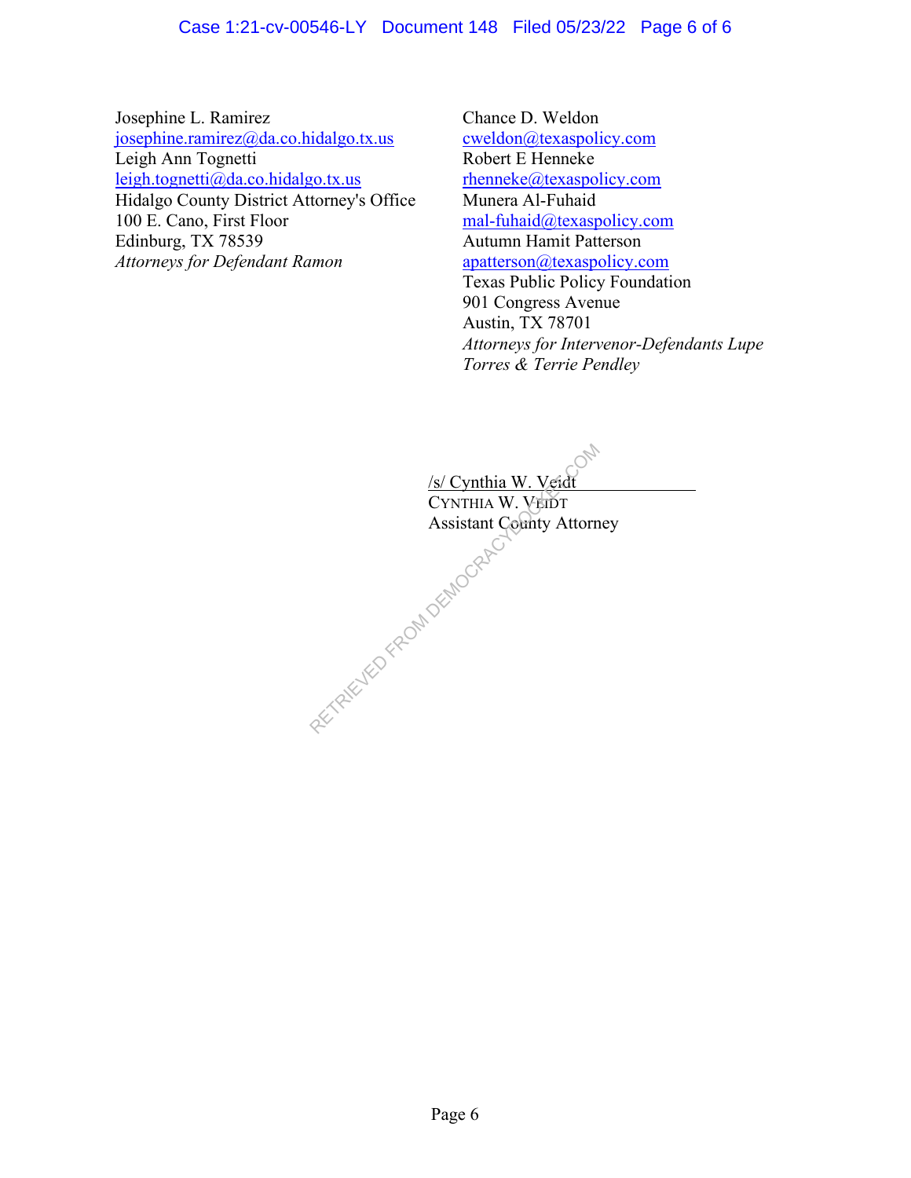Josephine L. Ramirez
josephine.ramirez@da.co.hidalgo.tx.us
Leigh Ann Tognetti
leigh.tognetti@da.co.hidalgo.tx.us
Hidalgo County District Attorney's Office
100 E. Cano, First Floor
Edinburg, TX 78539
*Attorneys for Defendant Ramon*

Chance D. Weldon
cweldon@texaspolicy.com
Robert E Henneke
rhenneke@texaspolicy.com
Munera Al-Fuhaid
mal-fuhaid@texaspolicy.com
Autumn Hamit Patterson
apatterson@texaspolicy.com
Texas Public Policy Foundation
901 Congress Avenue
Austin, TX 78701
*Attorneys for Intervenor-Defendants Lupe Torres & Terrie Pendley*

/s/ Cynthia W. Veidt
CYNTHIA W. VEIDT
Assistant County Attorney